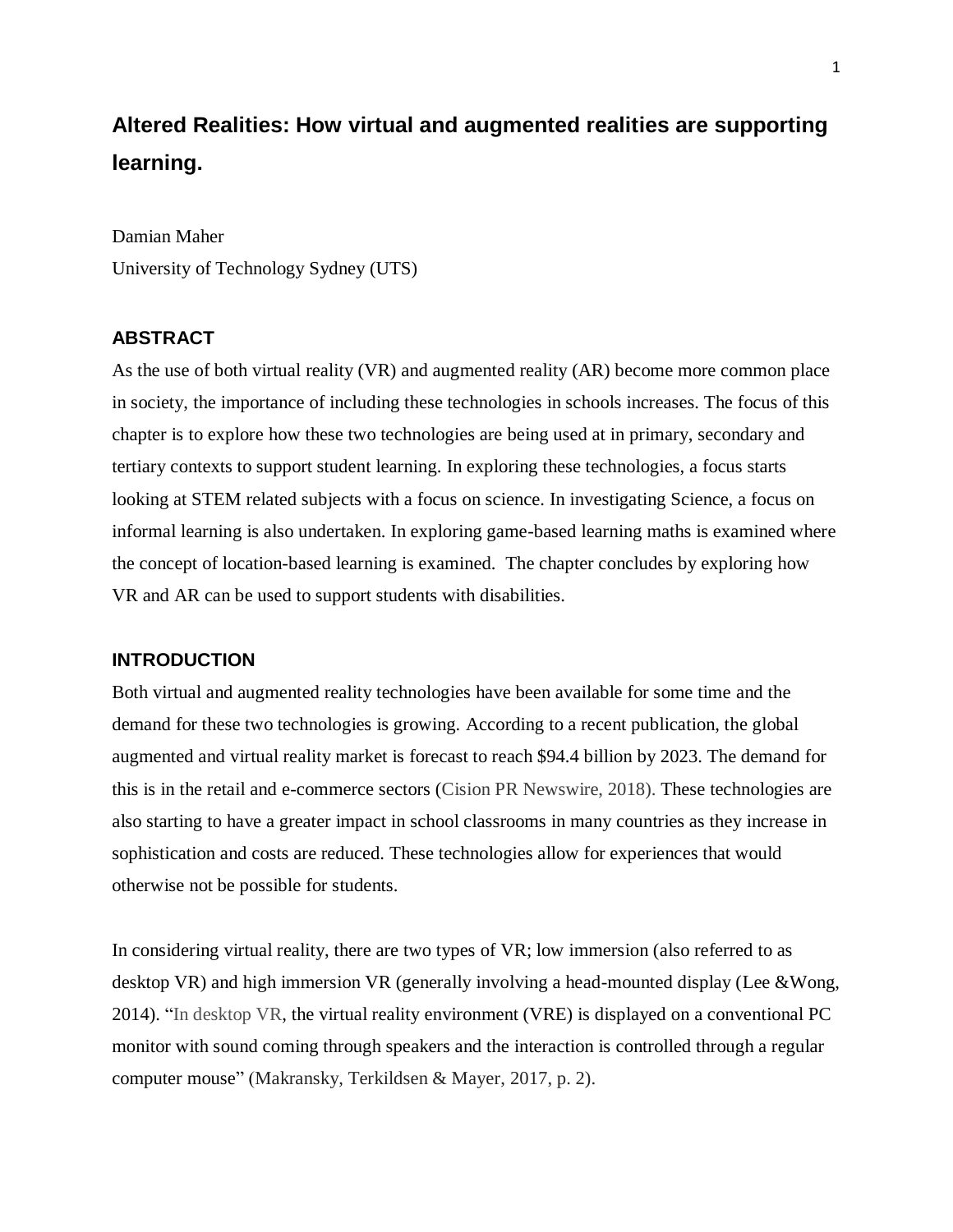# Altered Realities: How virtual and augmented realities are supporting learning.

Damian Maher

University of Technology Sydney (UTS)

## ABSTRACT

As the use of both virtual reality (VR) and augmented reality (AR) become more common place in society, the importance of including these technologies in schools increases. The focus of this chapter is to explore how these two technologies are being used at in primary, secondary and tertiary contexts to support student learning. In exploring these technologies, a focus starts looking at STEM related subjects with a focus on science. In investigating Science, a focus on informal learning is also undertaken. In exploring game-based learning maths is examined where the concept of location-based learning is examined. The chapter concludes by exploring how VR and AR can be used to support students with disabilities.

## INTRODUCTION

Both virtual and augmented reality technologies have been available for some time and the demand for these two technologies is growing. According to a recent publication, the global augmented and virtual reality market is forecast to reach $94.4 billion by 2023. The demand for this is in the retail and e-commerce sectors (Cision PR Newswire, 2018). These technologies are also starting to have a greater impact in school classrooms in many countries as they increase in sophistication and costs are reduced. These technologies allow for experiences that would otherwise not be possible for students.

In considering virtual reality, there are two types of VR; low immersion (also referred to as desktop VR) and high immersion VR (generally involving a head-mounted display (Lee &Wong, 2014). "In desktop VR, the virtual reality environment (VRE) is displayed on a conventional PC monitor with sound coming through speakers and the interaction is controlled through a regular computer mouse" (Makransky, Terkildsen & Mayer, 2017, p. 2).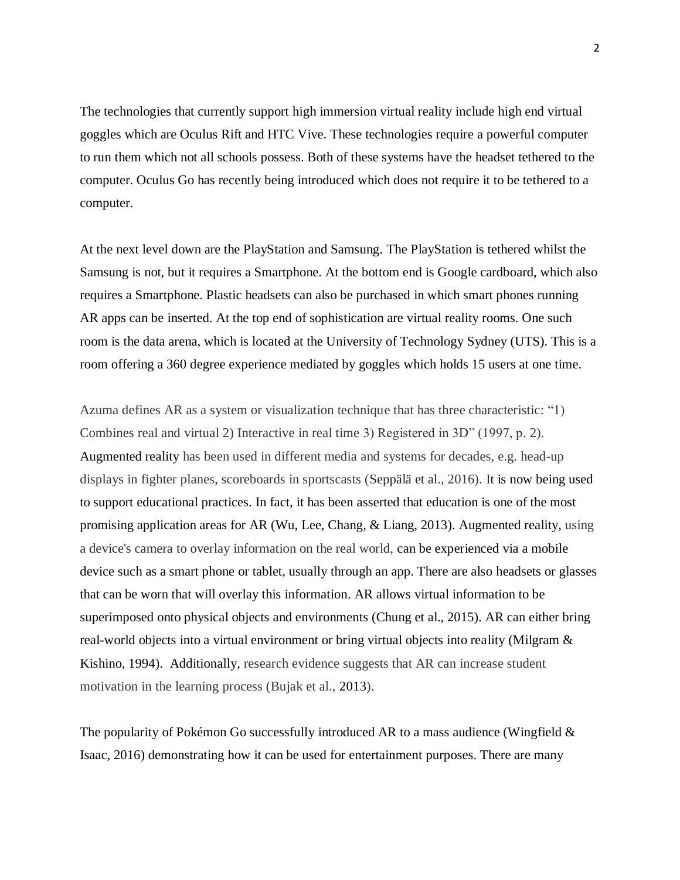The technologies that currently support high immersion virtual reality include high end virtual goggles which are Oculus Rift and HTC Vive. These technologies require a powerful computer to run them which not all schools possess. Both of these systems have the headset tethered to the computer. Oculus Go has recently being introduced which does not require it to be tethered to a computer.

At the next level down are the PlayStation and Samsung. The PlayStation is tethered whilst the Samsung is not, but it requires a Smartphone. At the bottom end is Google cardboard, which also requires a Smartphone. Plastic headsets can also be purchased in which smart phones running AR apps can be inserted. At the top end of sophistication are virtual reality rooms. One such room is the data arena, which is located at the University of Technology Sydney (UTS). This is a room offering a 360 degree experience mediated by goggles which holds 15 users at one time.

Azuma defines AR as a system or visualization technique that has three characteristic: "1) Combines real and virtual 2) Interactive in real time 3) Registered in 3D" (1997, p. 2). Augmented reality has been used in different media and systems for decades, e.g. head-up displays in fighter planes, scoreboards in sportscasts (Seppälä et al., 2016). It is now being used to support educational practices. In fact, it has been asserted that education is one of the most promising application areas for AR (Wu, Lee, Chang, & Liang, 2013). Augmented reality, using a device's camera to overlay information on the real world, can be experienced via a mobile device such as a smart phone or tablet, usually through an app. There are also headsets or glasses that can be worn that will overlay this information. AR allows virtual information to be superimposed onto physical objects and environments (Chung et al., 2015). AR can either bring real-world objects into a virtual environment or bring virtual objects into reality (Milgram & Kishino, 1994). Additionally, research evidence suggests that AR can increase student motivation in the learning process (Bujak et al., 2013).

The popularity of Pokémon Go successfully introduced AR to a mass audience (Wingfield & Isaac, 2016) demonstrating how it can be used for entertainment purposes. There are many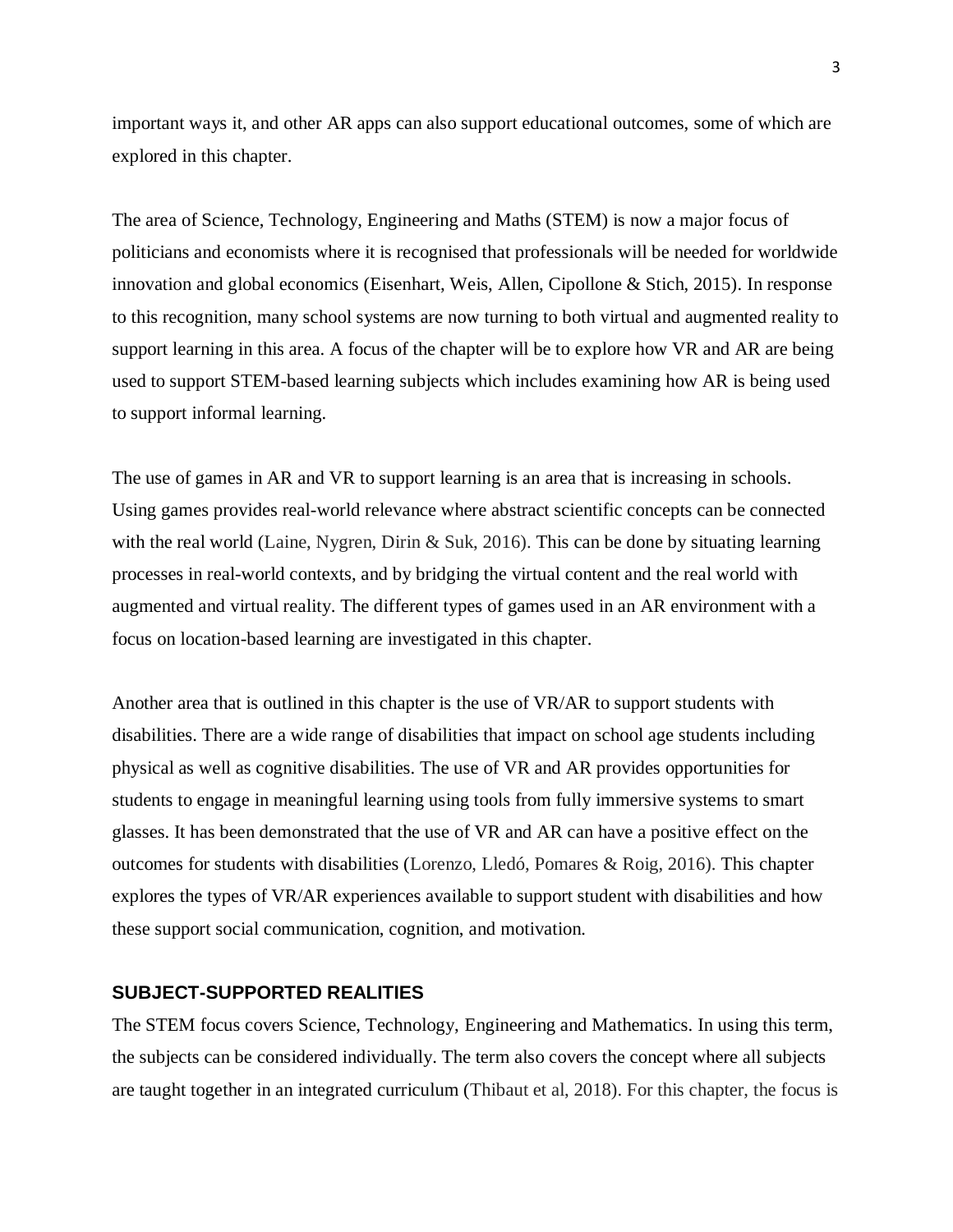important ways it, and other AR apps can also support educational outcomes, some of which are explored in this chapter.

The area of Science, Technology, Engineering and Maths (STEM) is now a major focus of politicians and economists where it is recognised that professionals will be needed for worldwide innovation and global economics (Eisenhart, Weis, Allen, Cipollone & Stich, 2015). In response to this recognition, many school systems are now turning to both virtual and augmented reality to support learning in this area. A focus of the chapter will be to explore how VR and AR are being used to support STEM-based learning subjects which includes examining how AR is being used to support informal learning.

The use of games in AR and VR to support learning is an area that is increasing in schools. Using games provides real-world relevance where abstract scientific concepts can be connected with the real world (Laine, Nygren, Dirin & Suk, 2016). This can be done by situating learning processes in real-world contexts, and by bridging the virtual content and the real world with augmented and virtual reality. The different types of games used in an AR environment with a focus on location-based learning are investigated in this chapter.

Another area that is outlined in this chapter is the use of VR/AR to support students with disabilities. There are a wide range of disabilities that impact on school age students including physical as well as cognitive disabilities. The use of VR and AR provides opportunities for students to engage in meaningful learning using tools from fully immersive systems to smart glasses. It has been demonstrated that the use of VR and AR can have a positive effect on the outcomes for students with disabilities (Lorenzo, Lledó, Pomares & Roig, 2016). This chapter explores the types of VR/AR experiences available to support student with disabilities and how these support social communication, cognition, and motivation.

## SUBJECT-SUPPORTED REALITIES

The STEM focus covers Science, Technology, Engineering and Mathematics. In using this term, the subjects can be considered individually. The term also covers the concept where all subjects are taught together in an integrated curriculum (Thibaut et al, 2018). For this chapter, the focus is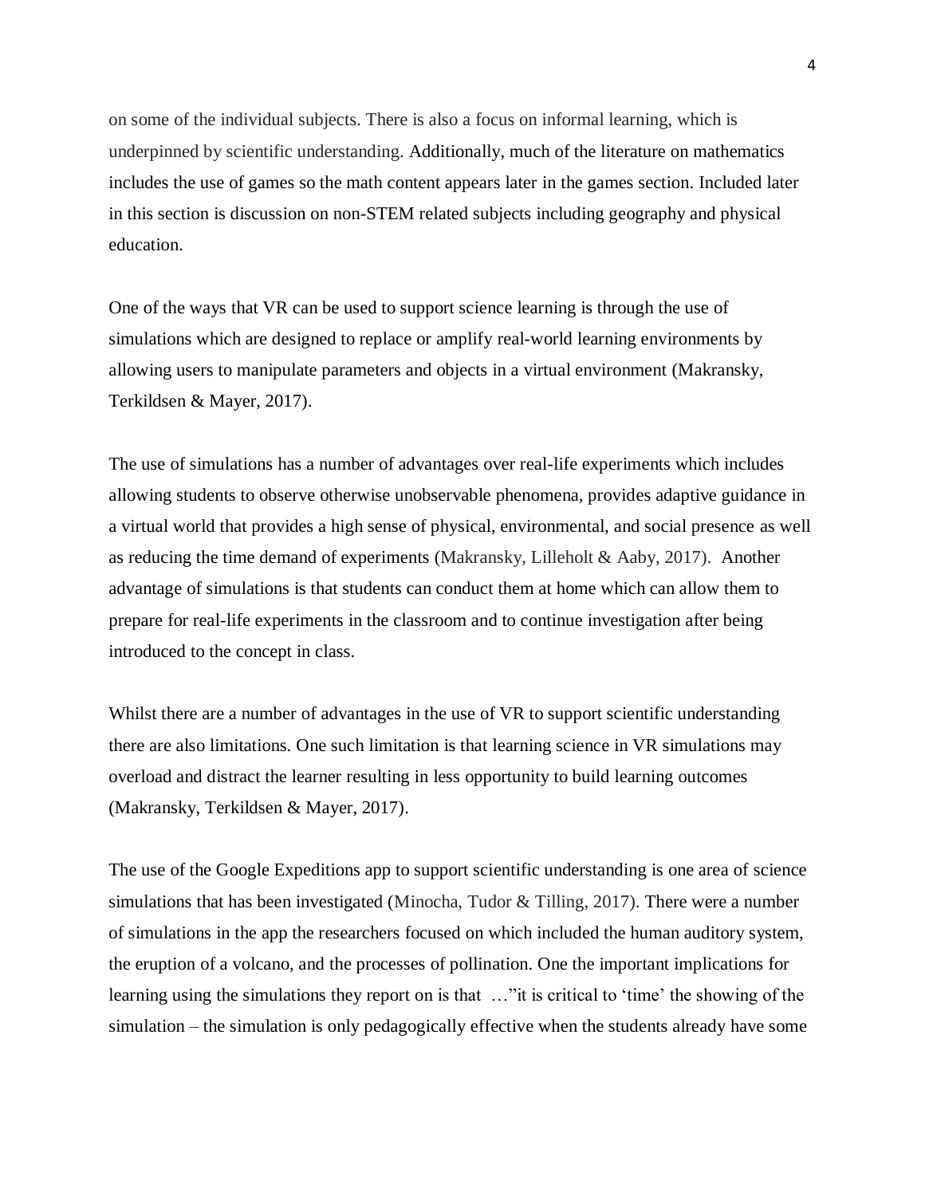on some of the individual subjects. There is also a focus on informal learning, which is underpinned by scientific understanding. Additionally, much of the literature on mathematics includes the use of games so the math content appears later in the games section. Included later in this section is discussion on non-STEM related subjects including geography and physical education.

One of the ways that VR can be used to support science learning is through the use of simulations which are designed to replace or amplify real-world learning environments by allowing users to manipulate parameters and objects in a virtual environment (Makransky, Terkildsen & Mayer, 2017).

The use of simulations has a number of advantages over real-life experiments which includes allowing students to observe otherwise unobservable phenomena, provides adaptive guidance in a virtual world that provides a high sense of physical, environmental, and social presence as well as reducing the time demand of experiments (Makransky, Lilleholt & Aaby, 2017). Another advantage of simulations is that students can conduct them at home which can allow them to prepare for real-life experiments in the classroom and to continue investigation after being introduced to the concept in class.

Whilst there are a number of advantages in the use of VR to support scientific understanding there are also limitations. One such limitation is that learning science in VR simulations may overload and distract the learner resulting in less opportunity to build learning outcomes (Makransky, Terkildsen & Mayer, 2017).

The use of the Google Expeditions app to support scientific understanding is one area of science simulations that has been investigated (Minocha, Tudor & Tilling, 2017). There were a number of simulations in the app the researchers focused on which included the human auditory system, the eruption of a volcano, and the processes of pollination. One the important implications for learning using the simulations they report on is that …"it is critical to 'time' the showing of the simulation – the simulation is only pedagogically effective when the students already have some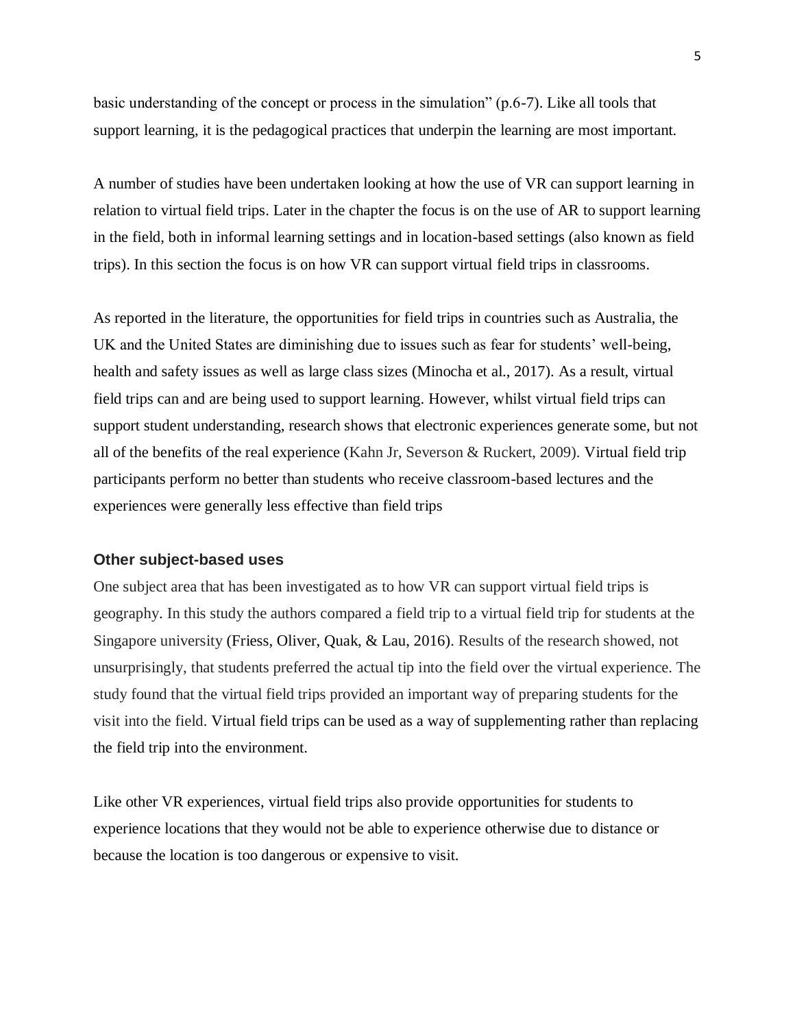basic understanding of the concept or process in the simulation" (p.6-7). Like all tools that support learning, it is the pedagogical practices that underpin the learning are most important.

A number of studies have been undertaken looking at how the use of VR can support learning in relation to virtual field trips. Later in the chapter the focus is on the use of AR to support learning in the field, both in informal learning settings and in location-based settings (also known as field trips). In this section the focus is on how VR can support virtual field trips in classrooms.

As reported in the literature, the opportunities for field trips in countries such as Australia, the UK and the United States are diminishing due to issues such as fear for students' well-being, health and safety issues as well as large class sizes (Minocha et al., 2017). As a result, virtual field trips can and are being used to support learning. However, whilst virtual field trips can support student understanding, research shows that electronic experiences generate some, but not all of the benefits of the real experience (Kahn Jr, Severson & Ruckert, 2009). Virtual field trip participants perform no better than students who receive classroom-based lectures and the experiences were generally less effective than field trips

### Other subject-based uses

One subject area that has been investigated as to how VR can support virtual field trips is geography. In this study the authors compared a field trip to a virtual field trip for students at the Singapore university (Friess, Oliver, Quak, & Lau, 2016). Results of the research showed, not unsurprisingly, that students preferred the actual tip into the field over the virtual experience. The study found that the virtual field trips provided an important way of preparing students for the visit into the field. Virtual field trips can be used as a way of supplementing rather than replacing the field trip into the environment.

Like other VR experiences, virtual field trips also provide opportunities for students to experience locations that they would not be able to experience otherwise due to distance or because the location is too dangerous or expensive to visit.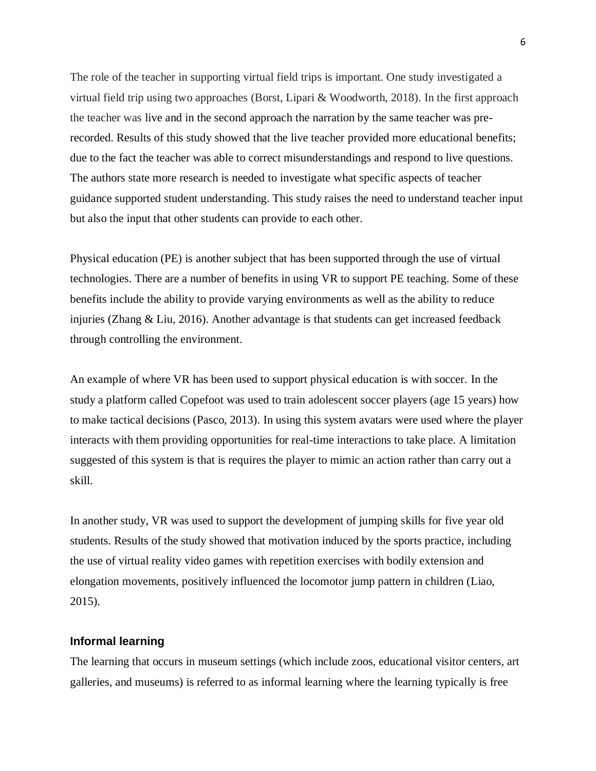The role of the teacher in supporting virtual field trips is important. One study investigated a virtual field trip using two approaches (Borst, Lipari & Woodworth, 2018). In the first approach the teacher was live and in the second approach the narration by the same teacher was pre-recorded. Results of this study showed that the live teacher provided more educational benefits; due to the fact the teacher was able to correct misunderstandings and respond to live questions. The authors state more research is needed to investigate what specific aspects of teacher guidance supported student understanding. This study raises the need to understand teacher input but also the input that other students can provide to each other.

Physical education (PE) is another subject that has been supported through the use of virtual technologies. There are a number of benefits in using VR to support PE teaching. Some of these benefits include the ability to provide varying environments as well as the ability to reduce injuries (Zhang & Liu, 2016). Another advantage is that students can get increased feedback through controlling the environment.

An example of where VR has been used to support physical education is with soccer. In the study a platform called Copefoot was used to train adolescent soccer players (age 15 years) how to make tactical decisions (Pasco, 2013). In using this system avatars were used where the player interacts with them providing opportunities for real-time interactions to take place. A limitation suggested of this system is that is requires the player to mimic an action rather than carry out a skill.

In another study, VR was used to support the development of jumping skills for five year old students. Results of the study showed that motivation induced by the sports practice, including the use of virtual reality video games with repetition exercises with bodily extension and elongation movements, positively influenced the locomotor jump pattern in children (Liao, 2015).

## Informal learning

The learning that occurs in museum settings (which include zoos, educational visitor centers, art galleries, and museums) is referred to as informal learning where the learning typically is free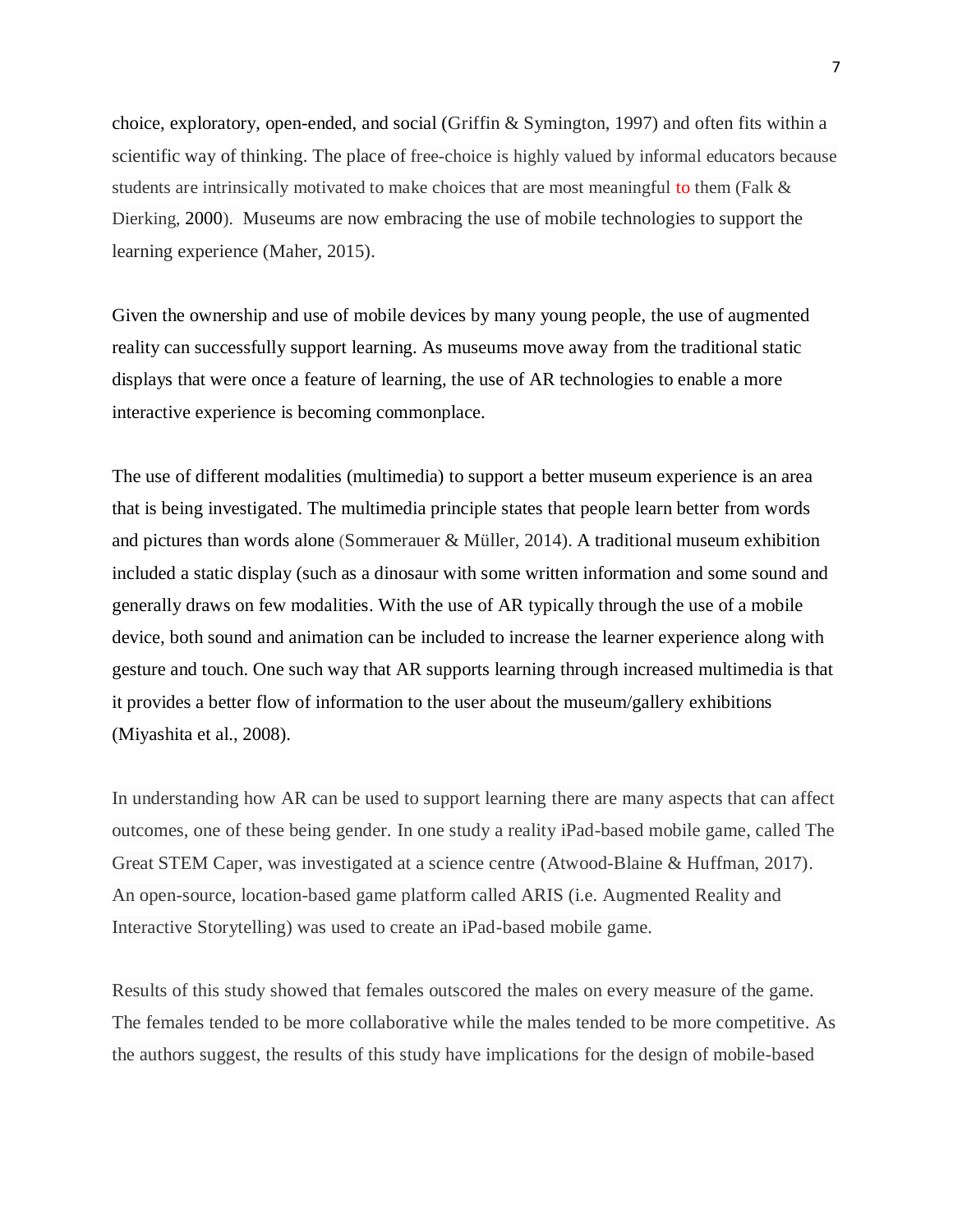choice, exploratory, open-ended, and social (Griffin & Symington, 1997) and often fits within a scientific way of thinking. The place of free-choice is highly valued by informal educators because students are intrinsically motivated to make choices that are most meaningful to them (Falk & Dierking, 2000). Museums are now embracing the use of mobile technologies to support the learning experience (Maher, 2015).

Given the ownership and use of mobile devices by many young people, the use of augmented reality can successfully support learning. As museums move away from the traditional static displays that were once a feature of learning, the use of AR technologies to enable a more interactive experience is becoming commonplace.

The use of different modalities (multimedia) to support a better museum experience is an area that is being investigated. The multimedia principle states that people learn better from words and pictures than words alone (Sommerauer & Müller, 2014). A traditional museum exhibition included a static display (such as a dinosaur with some written information and some sound and generally draws on few modalities. With the use of AR typically through the use of a mobile device, both sound and animation can be included to increase the learner experience along with gesture and touch. One such way that AR supports learning through increased multimedia is that it provides a better flow of information to the user about the museum/gallery exhibitions (Miyashita et al., 2008).

In understanding how AR can be used to support learning there are many aspects that can affect outcomes, one of these being gender. In one study a reality iPad-based mobile game, called The Great STEM Caper, was investigated at a science centre (Atwood-Blaine & Huffman, 2017). An open-source, location-based game platform called ARIS (i.e. Augmented Reality and Interactive Storytelling) was used to create an iPad-based mobile game.

Results of this study showed that females outscored the males on every measure of the game. The females tended to be more collaborative while the males tended to be more competitive. As the authors suggest, the results of this study have implications for the design of mobile-based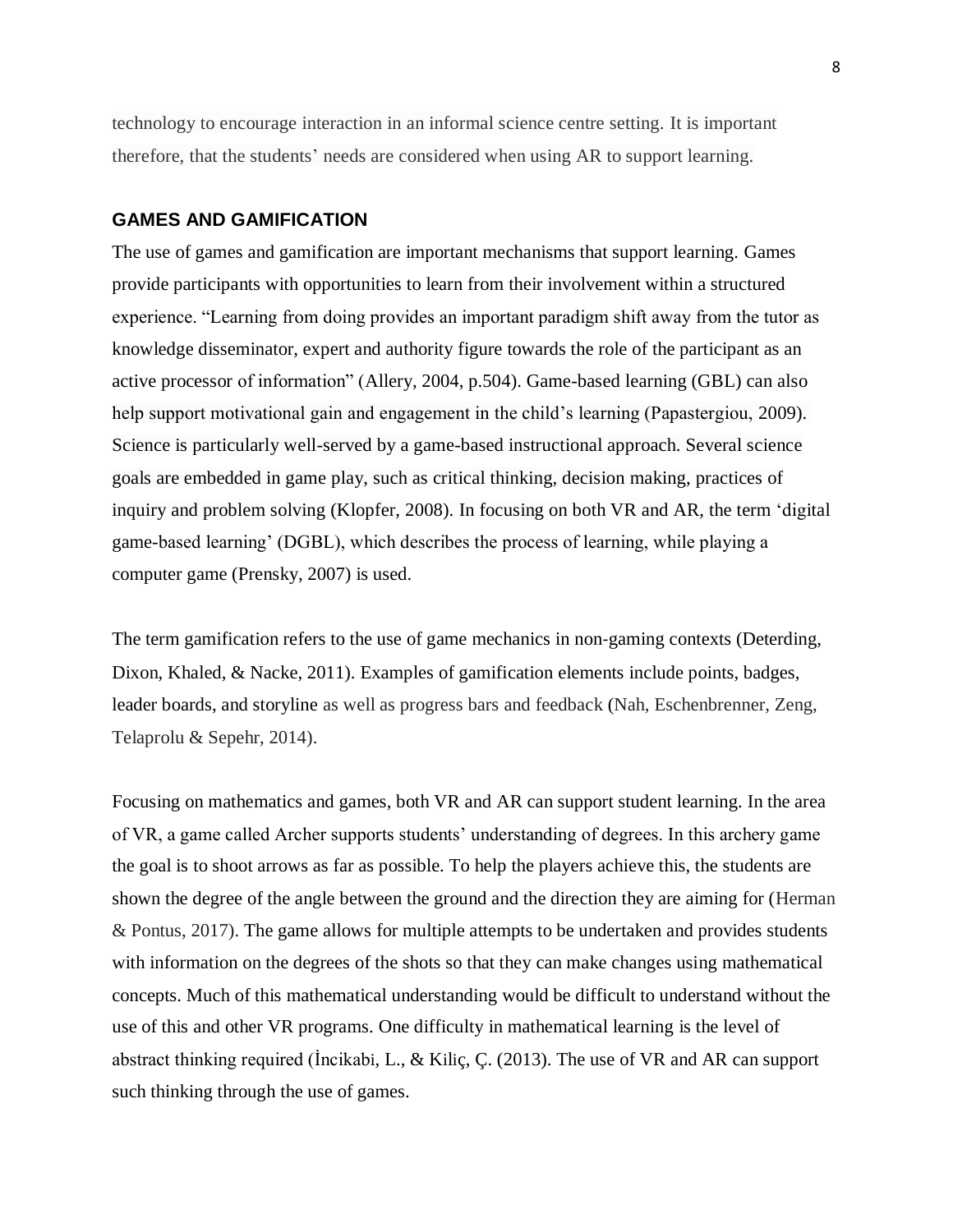technology to encourage interaction in an informal science centre setting. It is important therefore, that the students' needs are considered when using AR to support learning.

## GAMES AND GAMIFICATION

The use of games and gamification are important mechanisms that support learning. Games provide participants with opportunities to learn from their involvement within a structured experience. "Learning from doing provides an important paradigm shift away from the tutor as knowledge disseminator, expert and authority figure towards the role of the participant as an active processor of information" (Allery, 2004, p.504). Game-based learning (GBL) can also help support motivational gain and engagement in the child's learning (Papastergiou, 2009). Science is particularly well-served by a game-based instructional approach. Several science goals are embedded in game play, such as critical thinking, decision making, practices of inquiry and problem solving (Klopfer, 2008). In focusing on both VR and AR, the term 'digital game-based learning' (DGBL), which describes the process of learning, while playing a computer game (Prensky, 2007) is used.

The term gamification refers to the use of game mechanics in non-gaming contexts (Deterding, Dixon, Khaled, & Nacke, 2011). Examples of gamification elements include points, badges, leader boards, and storyline as well as progress bars and feedback (Nah, Eschenbrenner, Zeng, Telaprolu & Sepehr, 2014).

Focusing on mathematics and games, both VR and AR can support student learning. In the area of VR, a game called Archer supports students' understanding of degrees. In this archery game the goal is to shoot arrows as far as possible. To help the players achieve this, the students are shown the degree of the angle between the ground and the direction they are aiming for (Herman & Pontus, 2017). The game allows for multiple attempts to be undertaken and provides students with information on the degrees of the shots so that they can make changes using mathematical concepts. Much of this mathematical understanding would be difficult to understand without the use of this and other VR programs. One difficulty in mathematical learning is the level of abstract thinking required (İncikabi, L., & Kiliç, Ç. (2013). The use of VR and AR can support such thinking through the use of games.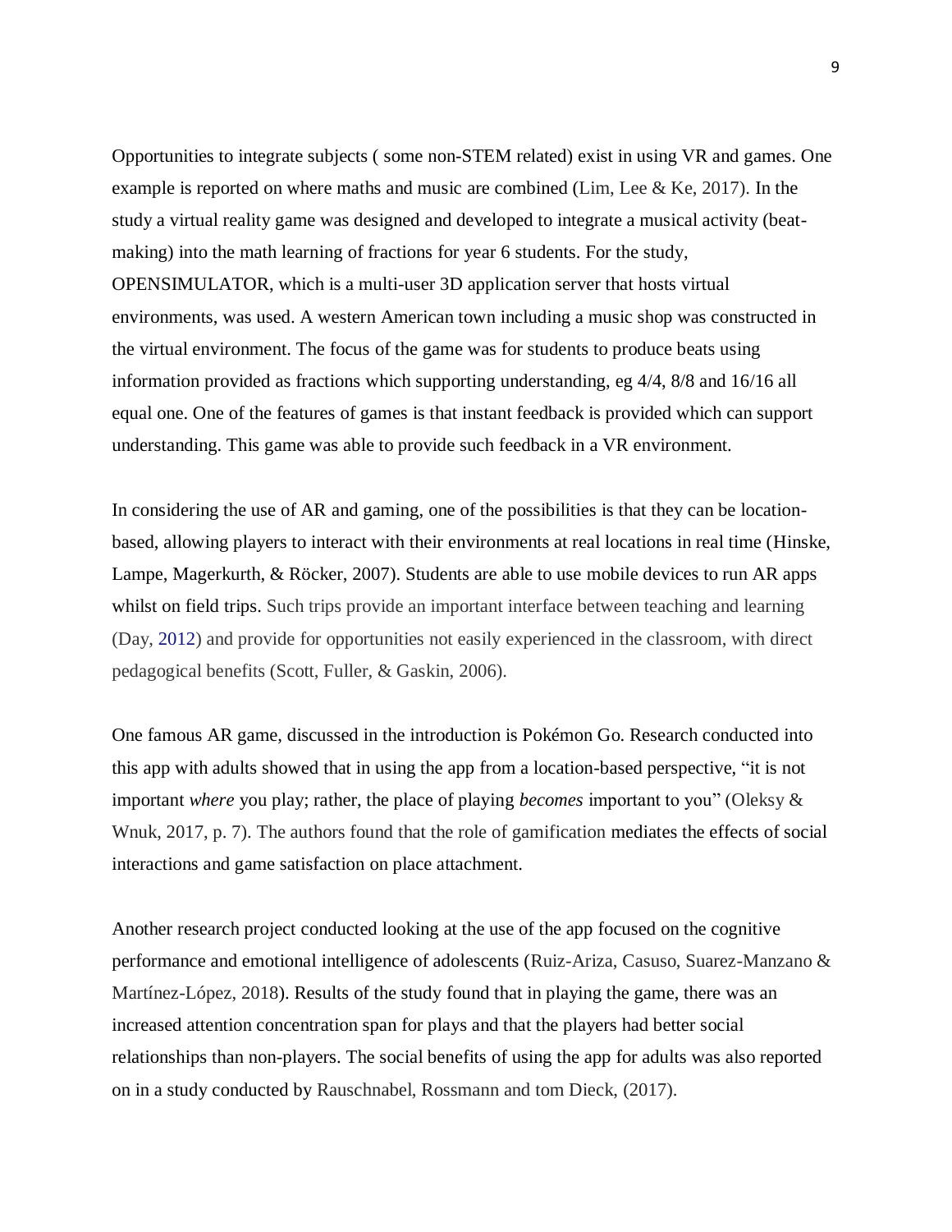Opportunities to integrate subjects ( some non-STEM related) exist in using VR and games. One example is reported on where maths and music are combined (Lim, Lee & Ke, 2017). In the study a virtual reality game was designed and developed to integrate a musical activity (beat-making) into the math learning of fractions for year 6 students. For the study, OPENSIMULATOR, which is a multi-user 3D application server that hosts virtual environments, was used. A western American town including a music shop was constructed in the virtual environment. The focus of the game was for students to produce beats using information provided as fractions which supporting understanding, eg 4/4, 8/8 and 16/16 all equal one. One of the features of games is that instant feedback is provided which can support understanding. This game was able to provide such feedback in a VR environment.

In considering the use of AR and gaming, one of the possibilities is that they can be location-based, allowing players to interact with their environments at real locations in real time (Hinske, Lampe, Magerkurth, & Röcker, 2007). Students are able to use mobile devices to run AR apps whilst on field trips. Such trips provide an important interface between teaching and learning (Day, 2012) and provide for opportunities not easily experienced in the classroom, with direct pedagogical benefits (Scott, Fuller, & Gaskin, 2006).

One famous AR game, discussed in the introduction is Pokémon Go. Research conducted into this app with adults showed that in using the app from a location-based perspective, "it is not important *where* you play; rather, the place of playing *becomes* important to you" (Oleksy & Wnuk, 2017, p. 7). The authors found that the role of gamification mediates the effects of social interactions and game satisfaction on place attachment.

Another research project conducted looking at the use of the app focused on the cognitive performance and emotional intelligence of adolescents (Ruiz-Ariza, Casuso, Suarez-Manzano & Martínez-López, 2018). Results of the study found that in playing the game, there was an increased attention concentration span for plays and that the players had better social relationships than non-players. The social benefits of using the app for adults was also reported on in a study conducted by Rauschnabel, Rossmann and tom Dieck, (2017).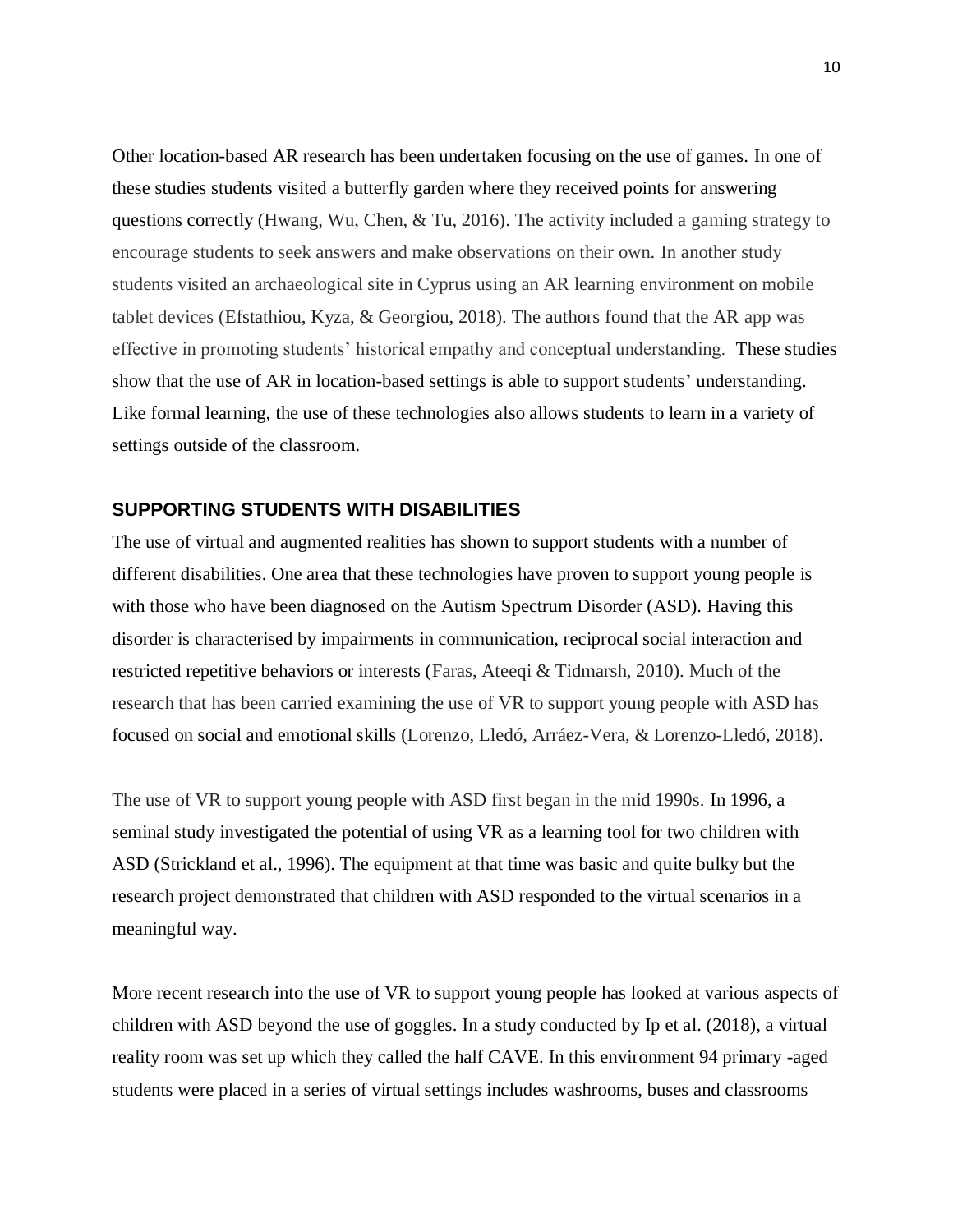Other location-based AR research has been undertaken focusing on the use of games. In one of these studies students visited a butterfly garden where they received points for answering questions correctly (Hwang, Wu, Chen, & Tu, 2016). The activity included a gaming strategy to encourage students to seek answers and make observations on their own. In another study students visited an archaeological site in Cyprus using an AR learning environment on mobile tablet devices (Efstathiou, Kyza, & Georgiou, 2018). The authors found that the AR app was effective in promoting students' historical empathy and conceptual understanding. These studies show that the use of AR in location-based settings is able to support students' understanding. Like formal learning, the use of these technologies also allows students to learn in a variety of settings outside of the classroom.

## SUPPORTING STUDENTS WITH DISABILITIES

The use of virtual and augmented realities has shown to support students with a number of different disabilities. One area that these technologies have proven to support young people is with those who have been diagnosed on the Autism Spectrum Disorder (ASD). Having this disorder is characterised by impairments in communication, reciprocal social interaction and restricted repetitive behaviors or interests (Faras, Ateeqi & Tidmarsh, 2010). Much of the research that has been carried examining the use of VR to support young people with ASD has focused on social and emotional skills (Lorenzo, Lledó, Arráez-Vera, & Lorenzo-Lledó, 2018).

The use of VR to support young people with ASD first began in the mid 1990s. In 1996, a seminal study investigated the potential of using VR as a learning tool for two children with ASD (Strickland et al., 1996). The equipment at that time was basic and quite bulky but the research project demonstrated that children with ASD responded to the virtual scenarios in a meaningful way.

More recent research into the use of VR to support young people has looked at various aspects of children with ASD beyond the use of goggles. In a study conducted by Ip et al. (2018), a virtual reality room was set up which they called the half CAVE. In this environment 94 primary -aged students were placed in a series of virtual settings includes washrooms, buses and classrooms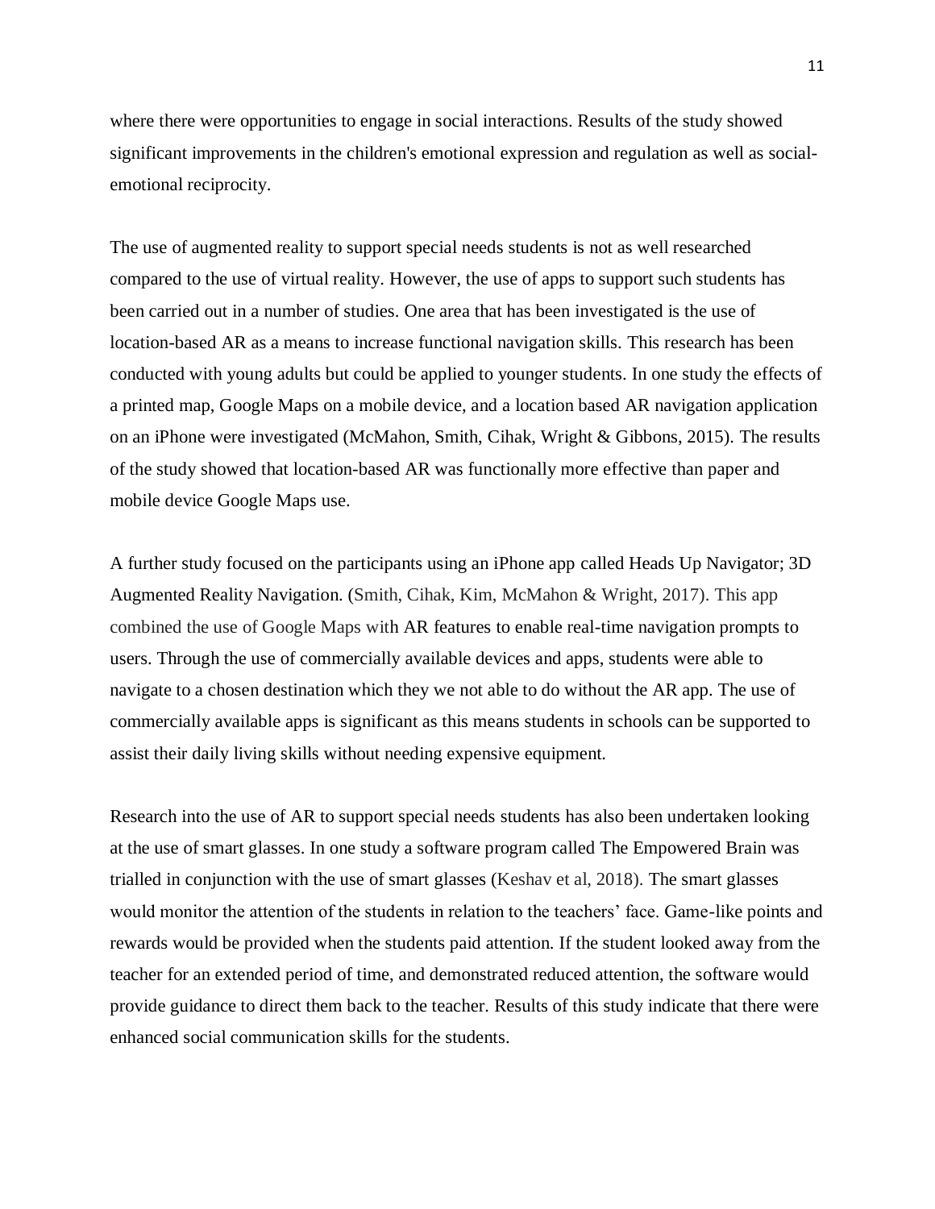where there were opportunities to engage in social interactions. Results of the study showed significant improvements in the children's emotional expression and regulation as well as social-emotional reciprocity.

The use of augmented reality to support special needs students is not as well researched compared to the use of virtual reality. However, the use of apps to support such students has been carried out in a number of studies. One area that has been investigated is the use of location-based AR as a means to increase functional navigation skills. This research has been conducted with young adults but could be applied to younger students. In one study the effects of a printed map, Google Maps on a mobile device, and a location based AR navigation application on an iPhone were investigated (McMahon, Smith, Cihak, Wright & Gibbons, 2015). The results of the study showed that location-based AR was functionally more effective than paper and mobile device Google Maps use.

A further study focused on the participants using an iPhone app called Heads Up Navigator; 3D Augmented Reality Navigation. (Smith, Cihak, Kim, McMahon & Wright, 2017). This app combined the use of Google Maps with AR features to enable real-time navigation prompts to users. Through the use of commercially available devices and apps, students were able to navigate to a chosen destination which they we not able to do without the AR app. The use of commercially available apps is significant as this means students in schools can be supported to assist their daily living skills without needing expensive equipment.

Research into the use of AR to support special needs students has also been undertaken looking at the use of smart glasses. In one study a software program called The Empowered Brain was trialled in conjunction with the use of smart glasses (Keshav et al, 2018). The smart glasses would monitor the attention of the students in relation to the teachers' face. Game-like points and rewards would be provided when the students paid attention. If the student looked away from the teacher for an extended period of time, and demonstrated reduced attention, the software would provide guidance to direct them back to the teacher. Results of this study indicate that there were enhanced social communication skills for the students.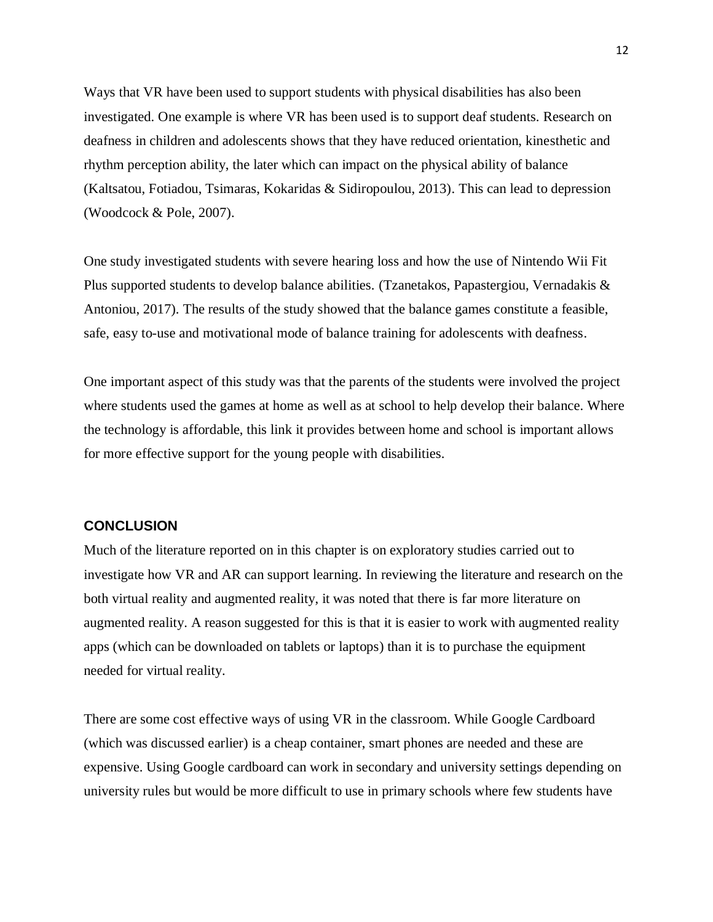Ways that VR have been used to support students with physical disabilities has also been investigated. One example is where VR has been used is to support deaf students. Research on deafness in children and adolescents shows that they have reduced orientation, kinesthetic and rhythm perception ability, the later which can impact on the physical ability of balance (Kaltsatou, Fotiadou, Tsimaras, Kokaridas & Sidiropoulou, 2013). This can lead to depression (Woodcock & Pole, 2007).

One study investigated students with severe hearing loss and how the use of Nintendo Wii Fit Plus supported students to develop balance abilities. (Tzanetakos, Papastergiou, Vernadakis & Antoniou, 2017). The results of the study showed that the balance games constitute a feasible, safe, easy to-use and motivational mode of balance training for adolescents with deafness.

One important aspect of this study was that the parents of the students were involved the project where students used the games at home as well as at school to help develop their balance. Where the technology is affordable, this link it provides between home and school is important allows for more effective support for the young people with disabilities.

## CONCLUSION

Much of the literature reported on in this chapter is on exploratory studies carried out to investigate how VR and AR can support learning. In reviewing the literature and research on the both virtual reality and augmented reality, it was noted that there is far more literature on augmented reality. A reason suggested for this is that it is easier to work with augmented reality apps (which can be downloaded on tablets or laptops) than it is to purchase the equipment needed for virtual reality.

There are some cost effective ways of using VR in the classroom. While Google Cardboard (which was discussed earlier) is a cheap container, smart phones are needed and these are expensive. Using Google cardboard can work in secondary and university settings depending on university rules but would be more difficult to use in primary schools where few students have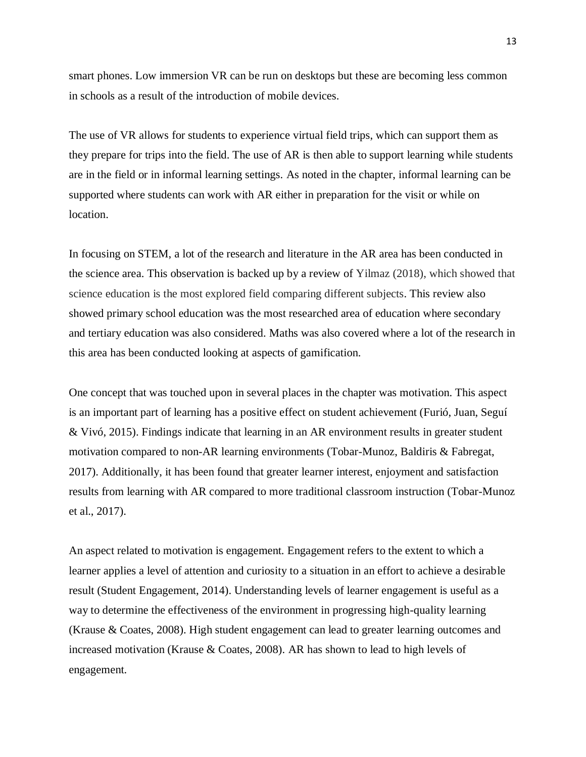smart phones. Low immersion VR can be run on desktops but these are becoming less common in schools as a result of the introduction of mobile devices.

The use of VR allows for students to experience virtual field trips, which can support them as they prepare for trips into the field. The use of AR is then able to support learning while students are in the field or in informal learning settings. As noted in the chapter, informal learning can be supported where students can work with AR either in preparation for the visit or while on location.

In focusing on STEM, a lot of the research and literature in the AR area has been conducted in the science area. This observation is backed up by a review of Yilmaz (2018), which showed that science education is the most explored field comparing different subjects. This review also showed primary school education was the most researched area of education where secondary and tertiary education was also considered. Maths was also covered where a lot of the research in this area has been conducted looking at aspects of gamification.

One concept that was touched upon in several places in the chapter was motivation. This aspect is an important part of learning has a positive effect on student achievement (Furió, Juan, Seguí & Vivó, 2015). Findings indicate that learning in an AR environment results in greater student motivation compared to non-AR learning environments (Tobar-Munoz, Baldiris & Fabregat, 2017). Additionally, it has been found that greater learner interest, enjoyment and satisfaction results from learning with AR compared to more traditional classroom instruction (Tobar-Munoz et al., 2017).

An aspect related to motivation is engagement. Engagement refers to the extent to which a learner applies a level of attention and curiosity to a situation in an effort to achieve a desirable result (Student Engagement, 2014). Understanding levels of learner engagement is useful as a way to determine the effectiveness of the environment in progressing high-quality learning (Krause & Coates, 2008). High student engagement can lead to greater learning outcomes and increased motivation (Krause & Coates, 2008). AR has shown to lead to high levels of engagement.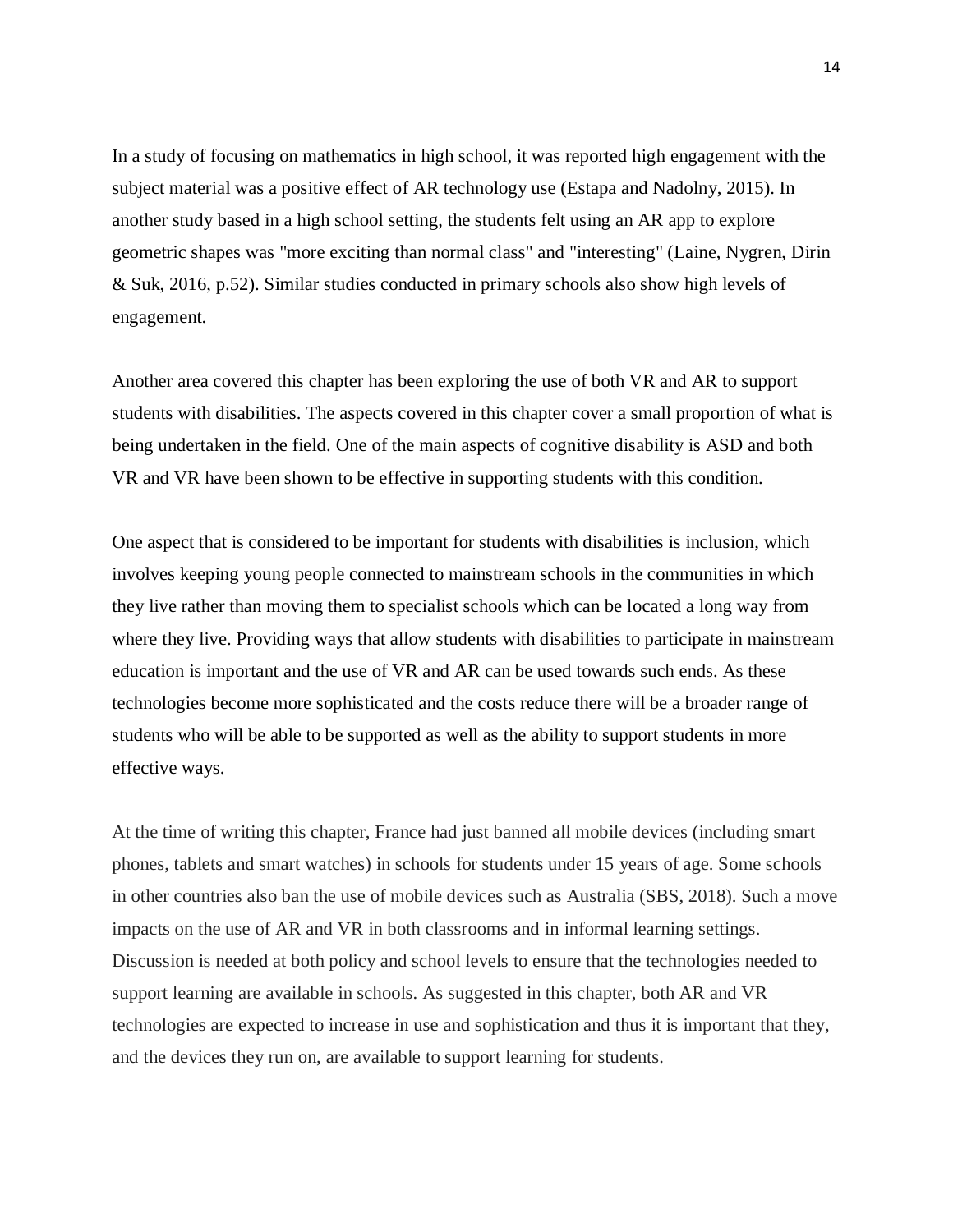In a study of focusing on mathematics in high school, it was reported high engagement with the subject material was a positive effect of AR technology use (Estapa and Nadolny, 2015). In another study based in a high school setting, the students felt using an AR app to explore geometric shapes was "more exciting than normal class" and "interesting" (Laine, Nygren, Dirin & Suk, 2016, p.52). Similar studies conducted in primary schools also show high levels of engagement.

Another area covered this chapter has been exploring the use of both VR and AR to support students with disabilities. The aspects covered in this chapter cover a small proportion of what is being undertaken in the field. One of the main aspects of cognitive disability is ASD and both VR and VR have been shown to be effective in supporting students with this condition.

One aspect that is considered to be important for students with disabilities is inclusion, which involves keeping young people connected to mainstream schools in the communities in which they live rather than moving them to specialist schools which can be located a long way from where they live. Providing ways that allow students with disabilities to participate in mainstream education is important and the use of VR and AR can be used towards such ends. As these technologies become more sophisticated and the costs reduce there will be a broader range of students who will be able to be supported as well as the ability to support students in more effective ways.

At the time of writing this chapter, France had just banned all mobile devices (including smart phones, tablets and smart watches) in schools for students under 15 years of age. Some schools in other countries also ban the use of mobile devices such as Australia (SBS, 2018). Such a move impacts on the use of AR and VR in both classrooms and in informal learning settings. Discussion is needed at both policy and school levels to ensure that the technologies needed to support learning are available in schools. As suggested in this chapter, both AR and VR technologies are expected to increase in use and sophistication and thus it is important that they, and the devices they run on, are available to support learning for students.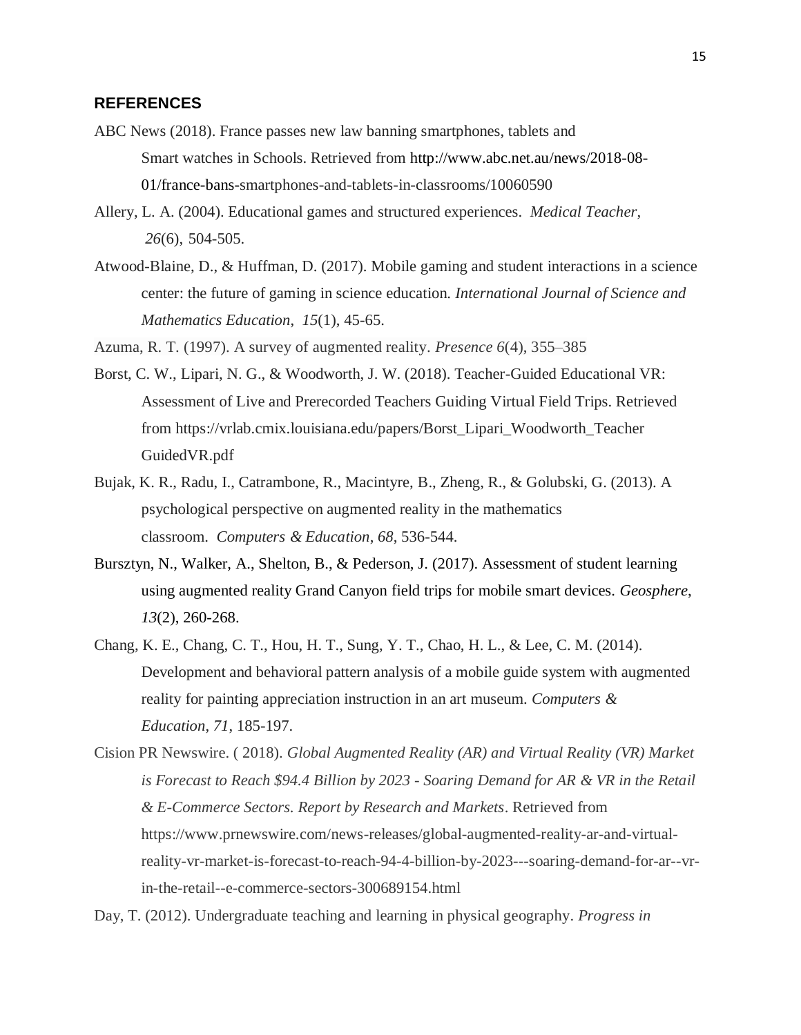## REFERENCES

ABC News (2018). France passes new law banning smartphones, tablets and Smart watches in Schools. Retrieved from http://www.abc.net.au/news/2018-08-01/france-bans-smartphones-and-tablets-in-classrooms/10060590

Allery, L. A. (2004). Educational games and structured experiences. *Medical Teacher*, *26*(6), 504-505.

Atwood-Blaine, D., & Huffman, D. (2017). Mobile gaming and student interactions in a science center: the future of gaming in science education. *International Journal of Science and Mathematics Education*, *15*(1), 45-65.

Azuma, R. T. (1997). A survey of augmented reality. *Presence 6*(4), 355–385

Borst, C. W., Lipari, N. G., & Woodworth, J. W. (2018). Teacher-Guided Educational VR: Assessment of Live and Prerecorded Teachers Guiding Virtual Field Trips. Retrieved from https://vrlab.cmix.louisiana.edu/papers/Borst_Lipari_Woodworth_Teacher GuidedVR.pdf

Bujak, K. R., Radu, I., Catrambone, R., Macintyre, B., Zheng, R., & Golubski, G. (2013). A psychological perspective on augmented reality in the mathematics classroom. *Computers & Education*, *68*, 536-544.

Bursztyn, N., Walker, A., Shelton, B., & Pederson, J. (2017). Assessment of student learning using augmented reality Grand Canyon field trips for mobile smart devices. *Geosphere*, *13*(2), 260-268.

Chang, K. E., Chang, C. T., Hou, H. T., Sung, Y. T., Chao, H. L., & Lee, C. M. (2014). Development and behavioral pattern analysis of a mobile guide system with augmented reality for painting appreciation instruction in an art museum. *Computers & Education*, *71*, 185-197.

Cision PR Newswire. ( 2018). *Global Augmented Reality (AR) and Virtual Reality (VR) Market is Forecast to Reach $94.4 Billion by 2023 - Soaring Demand for AR & VR in the Retail & E-Commerce Sectors. Report by Research and Markets*. Retrieved from https://www.prnewswire.com/news-releases/global-augmented-reality-ar-and-virtual-reality-vr-market-is-forecast-to-reach-94-4-billion-by-2023---soaring-demand-for-ar--vr-in-the-retail--e-commerce-sectors-300689154.html

Day, T. (2012). Undergraduate teaching and learning in physical geography. *Progress in*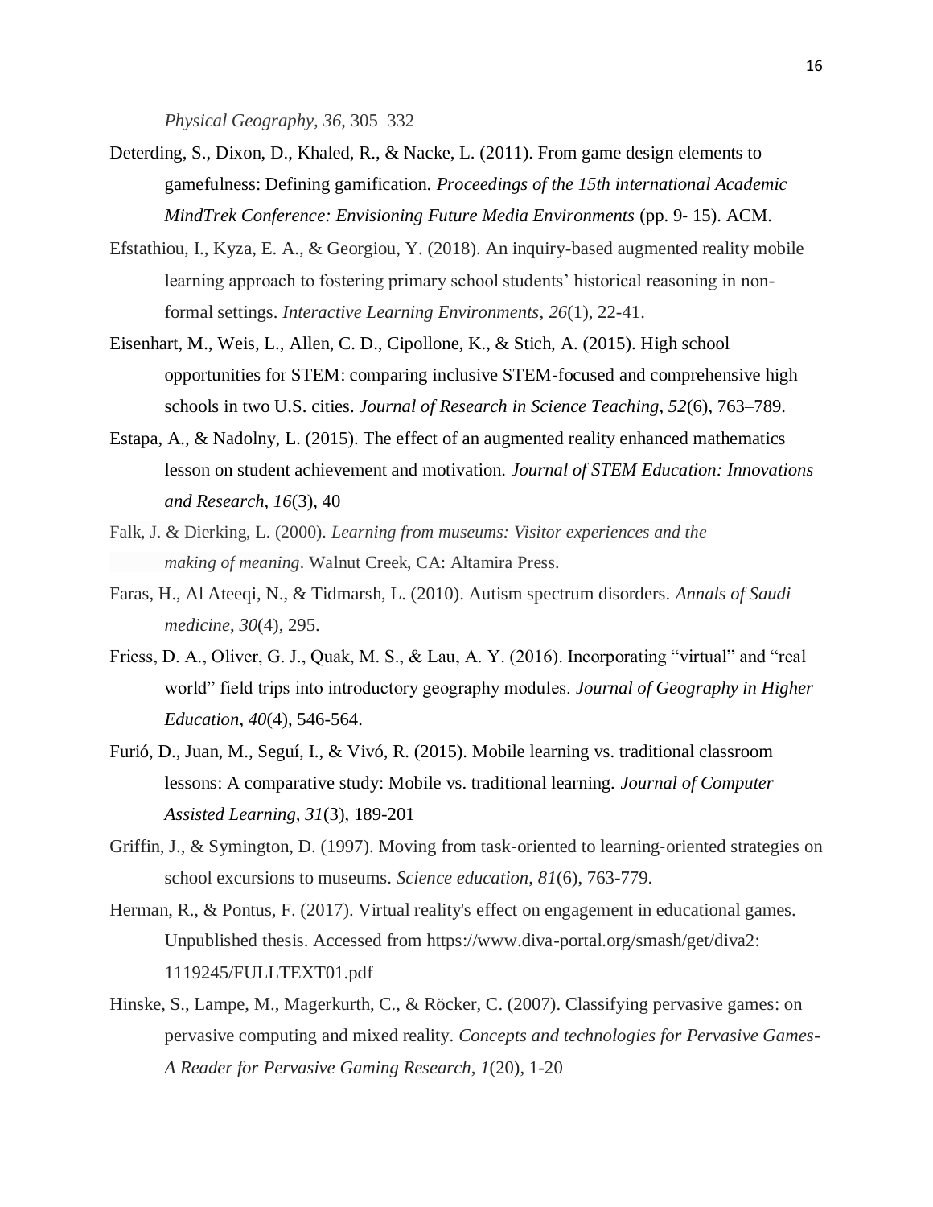*Physical Geography*, *36*, 305–332

Deterding, S., Dixon, D., Khaled, R., & Nacke, L. (2011). From game design elements to gamefulness: Defining gamification. *Proceedings of the 15th international Academic MindTrek Conference: Envisioning Future Media Environments* (pp. 9- 15). ACM.

Efstathiou, I., Kyza, E. A., & Georgiou, Y. (2018). An inquiry-based augmented reality mobile learning approach to fostering primary school students' historical reasoning in non-formal settings. *Interactive Learning Environments*, *26*(1), 22-41.

Eisenhart, M., Weis, L., Allen, C. D., Cipollone, K., & Stich, A. (2015). High school opportunities for STEM: comparing inclusive STEM-focused and comprehensive high schools in two U.S. cities. *Journal of Research in Science Teaching, 52*(6), 763–789.

Estapa, A., & Nadolny, L. (2015). The effect of an augmented reality enhanced mathematics lesson on student achievement and motivation. *Journal of STEM Education: Innovations and Research, 16*(3), 40

Falk, J. & Dierking, L. (2000). *Learning from museums: Visitor experiences and the making of meaning*. Walnut Creek, CA: Altamira Press.

Faras, H., Al Ateeqi, N., & Tidmarsh, L. (2010). Autism spectrum disorders. *Annals of Saudi medicine*, *30*(4), 295.

Friess, D. A., Oliver, G. J., Quak, M. S., & Lau, A. Y. (2016). Incorporating "virtual" and "real world" field trips into introductory geography modules. *Journal of Geography in Higher Education*, *40*(4), 546-564.

Furió, D., Juan, M., Seguí, I., & Vivó, R. (2015). Mobile learning vs. traditional classroom lessons: A comparative study: Mobile vs. traditional learning. *Journal of Computer Assisted Learning, 31*(3), 189-201

Griffin, J., & Symington, D. (1997). Moving from task-oriented to learning-oriented strategies on school excursions to museums. *Science education*, *81*(6), 763-779.

Herman, R., & Pontus, F. (2017). Virtual reality's effect on engagement in educational games. Unpublished thesis. Accessed from https://www.diva-portal.org/smash/get/diva2: 1119245/FULLTEXT01.pdf

Hinske, S., Lampe, M., Magerkurth, C., & Röcker, C. (2007). Classifying pervasive games: on pervasive computing and mixed reality. *Concepts and technologies for Pervasive Games-A Reader for Pervasive Gaming Research*, *1*(20), 1-20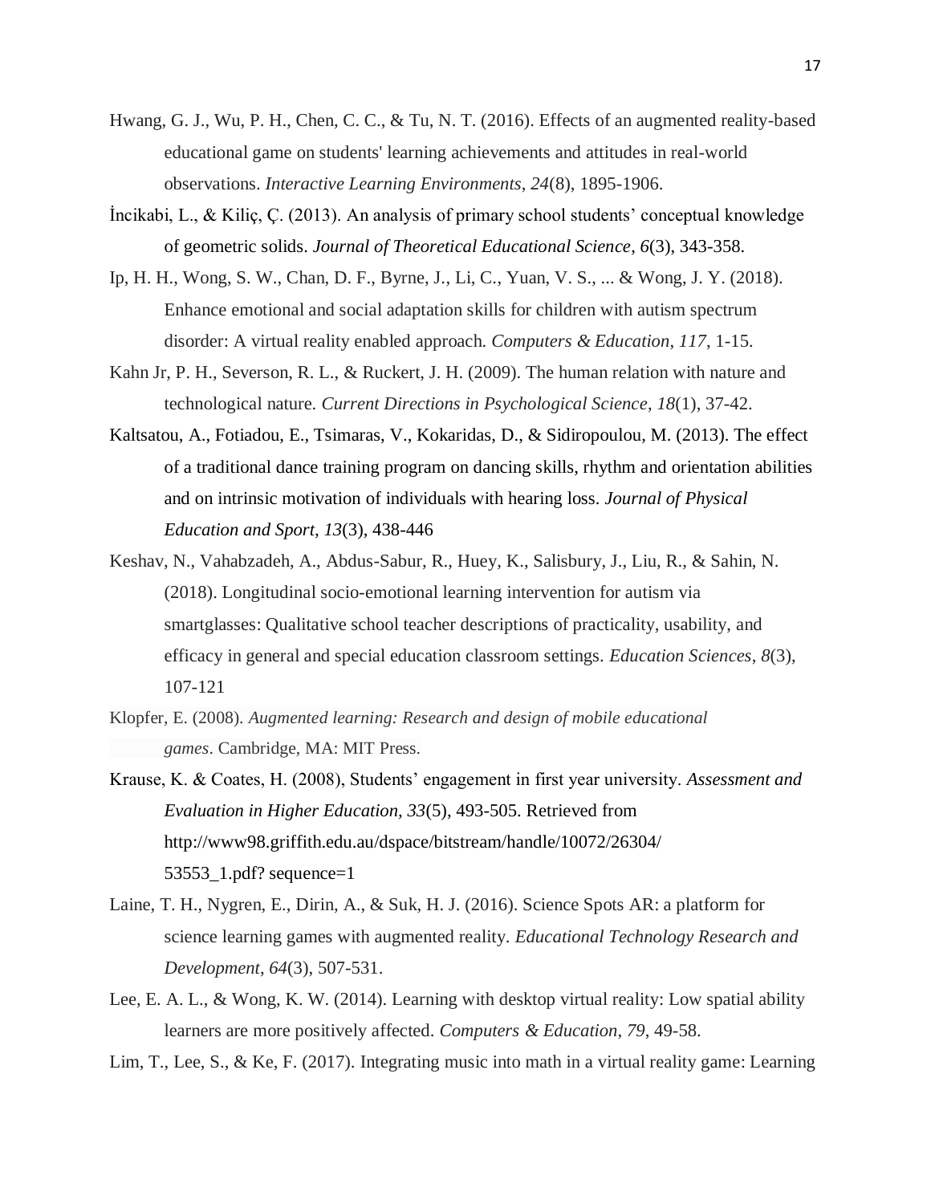Hwang, G. J., Wu, P. H., Chen, C. C., & Tu, N. T. (2016). Effects of an augmented reality-based educational game on students' learning achievements and attitudes in real-world observations. *Interactive Learning Environments*, *24*(8), 1895-1906.

İncikabi, L., & Kiliç, Ç. (2013). An analysis of primary school students' conceptual knowledge of geometric solids. *Journal of Theoretical Educational Science*, *6*(3), 343-358.

Ip, H. H., Wong, S. W., Chan, D. F., Byrne, J., Li, C., Yuan, V. S., ... & Wong, J. Y. (2018). Enhance emotional and social adaptation skills for children with autism spectrum disorder: A virtual reality enabled approach. *Computers & Education*, *117*, 1-15.

Kahn Jr, P. H., Severson, R. L., & Ruckert, J. H. (2009). The human relation with nature and technological nature. *Current Directions in Psychological Science*, *18*(1), 37-42.

Kaltsatou, A., Fotiadou, E., Tsimaras, V., Kokaridas, D., & Sidiropoulou, M. (2013). The effect of a traditional dance training program on dancing skills, rhythm and orientation abilities and on intrinsic motivation of individuals with hearing loss. *Journal of Physical Education and Sport, 13*(3), 438-446

Keshav, N., Vahabzadeh, A., Abdus-Sabur, R., Huey, K., Salisbury, J., Liu, R., & Sahin, N. (2018). Longitudinal socio-emotional learning intervention for autism via smartglasses: Qualitative school teacher descriptions of practicality, usability, and efficacy in general and special education classroom settings. *Education Sciences*, *8*(3), 107-121

Klopfer, E. (2008). *Augmented learning: Research and design of mobile educational games*. Cambridge, MA: MIT Press.

Krause, K. & Coates, H. (2008), Students' engagement in first year university. *Assessment and Evaluation in Higher Education, 33*(5), 493-505. Retrieved from http://www98.griffith.edu.au/dspace/bitstream/handle/10072/26304/53553_1.pdf? sequence=1

Laine, T. H., Nygren, E., Dirin, A., & Suk, H. J. (2016). Science Spots AR: a platform for science learning games with augmented reality. *Educational Technology Research and Development*, *64*(3), 507-531.

Lee, E. A. L., & Wong, K. W. (2014). Learning with desktop virtual reality: Low spatial ability learners are more positively affected. *Computers & Education*, *79*, 49-58.

Lim, T., Lee, S., & Ke, F. (2017). Integrating music into math in a virtual reality game: Learning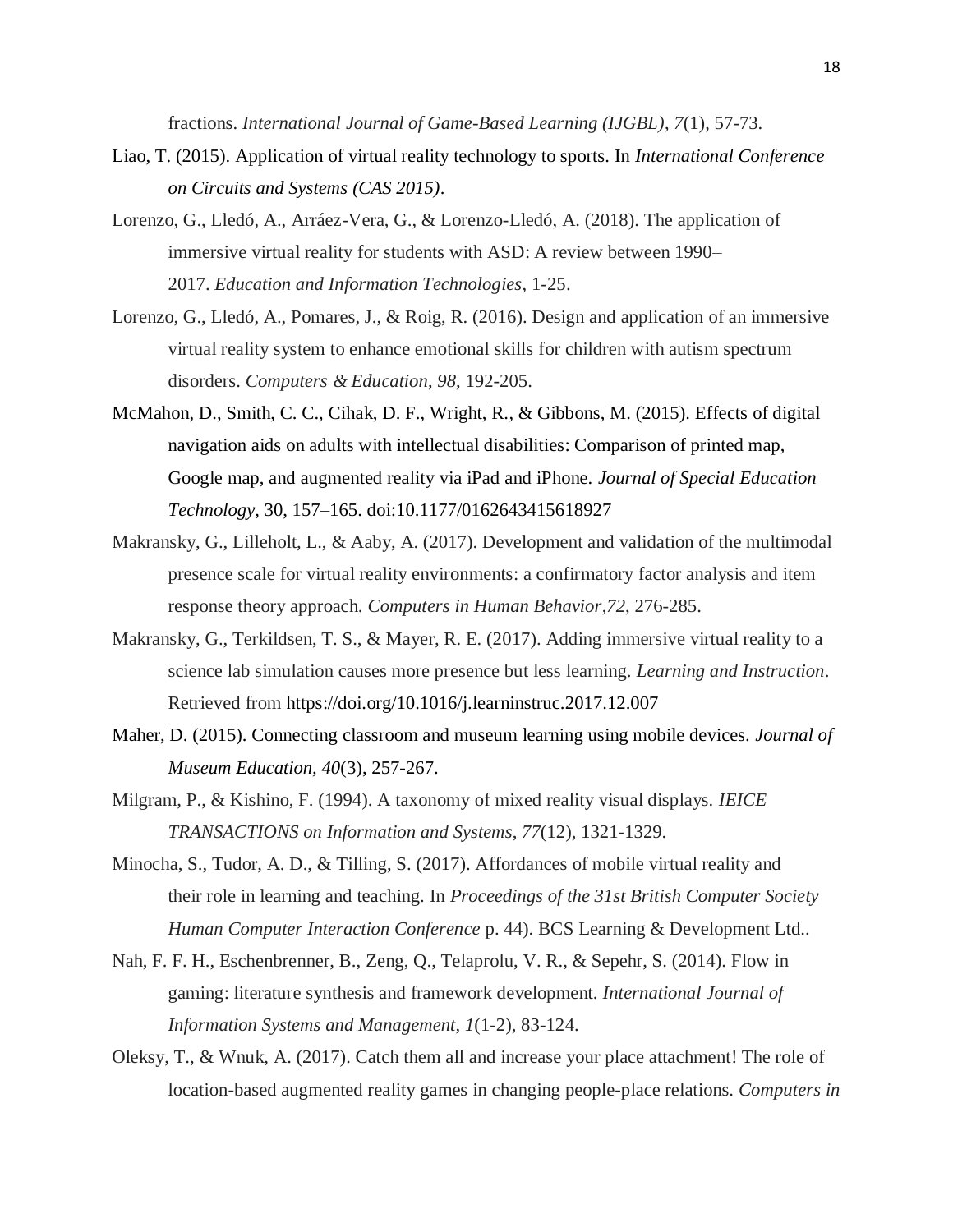fractions. *International Journal of Game-Based Learning (IJGBL)*, *7*(1), 57-73.

Liao, T. (2015). Application of virtual reality technology to sports. In *International Conference on Circuits and Systems (CAS 2015)*.

Lorenzo, G., Lledó, A., Arráez-Vera, G., & Lorenzo-Lledó, A. (2018). The application of immersive virtual reality for students with ASD: A review between 1990–2017. *Education and Information Technologies*, 1-25.

Lorenzo, G., Lledó, A., Pomares, J., & Roig, R. (2016). Design and application of an immersive virtual reality system to enhance emotional skills for children with autism spectrum disorders. *Computers & Education*, *98*, 192-205.

McMahon, D., Smith, C. C., Cihak, D. F., Wright, R., & Gibbons, M. (2015). Effects of digital navigation aids on adults with intellectual disabilities: Comparison of printed map, Google map, and augmented reality via iPad and iPhone. *Journal of Special Education Technology*, 30, 157–165. doi:10.1177/0162643415618927

Makransky, G., Lilleholt, L., & Aaby, A. (2017). Development and validation of the multimodal presence scale for virtual reality environments: a confirmatory factor analysis and item response theory approach. *Computers in Human Behavior*,*72*, 276-285.

Makransky, G., Terkildsen, T. S., & Mayer, R. E. (2017). Adding immersive virtual reality to a science lab simulation causes more presence but less learning. *Learning and Instruction*. Retrieved from https://doi.org/10.1016/j.learninstruc.2017.12.007

Maher, D. (2015). Connecting classroom and museum learning using mobile devices. *Journal of Museum Education*, *40*(3), 257-267.

Milgram, P., & Kishino, F. (1994). A taxonomy of mixed reality visual displays. *IEICE TRANSACTIONS on Information and Systems*, *77*(12), 1321-1329.

Minocha, S., Tudor, A. D., & Tilling, S. (2017). Affordances of mobile virtual reality and their role in learning and teaching. In *Proceedings of the 31st British Computer Society Human Computer Interaction Conference* p. 44). BCS Learning & Development Ltd..

Nah, F. F. H., Eschenbrenner, B., Zeng, Q., Telaprolu, V. R., & Sepehr, S. (2014). Flow in gaming: literature synthesis and framework development. *International Journal of Information Systems and Management*, *1*(1-2), 83-124.

Oleksy, T., & Wnuk, A. (2017). Catch them all and increase your place attachment! The role of location-based augmented reality games in changing people-place relations. *Computers in*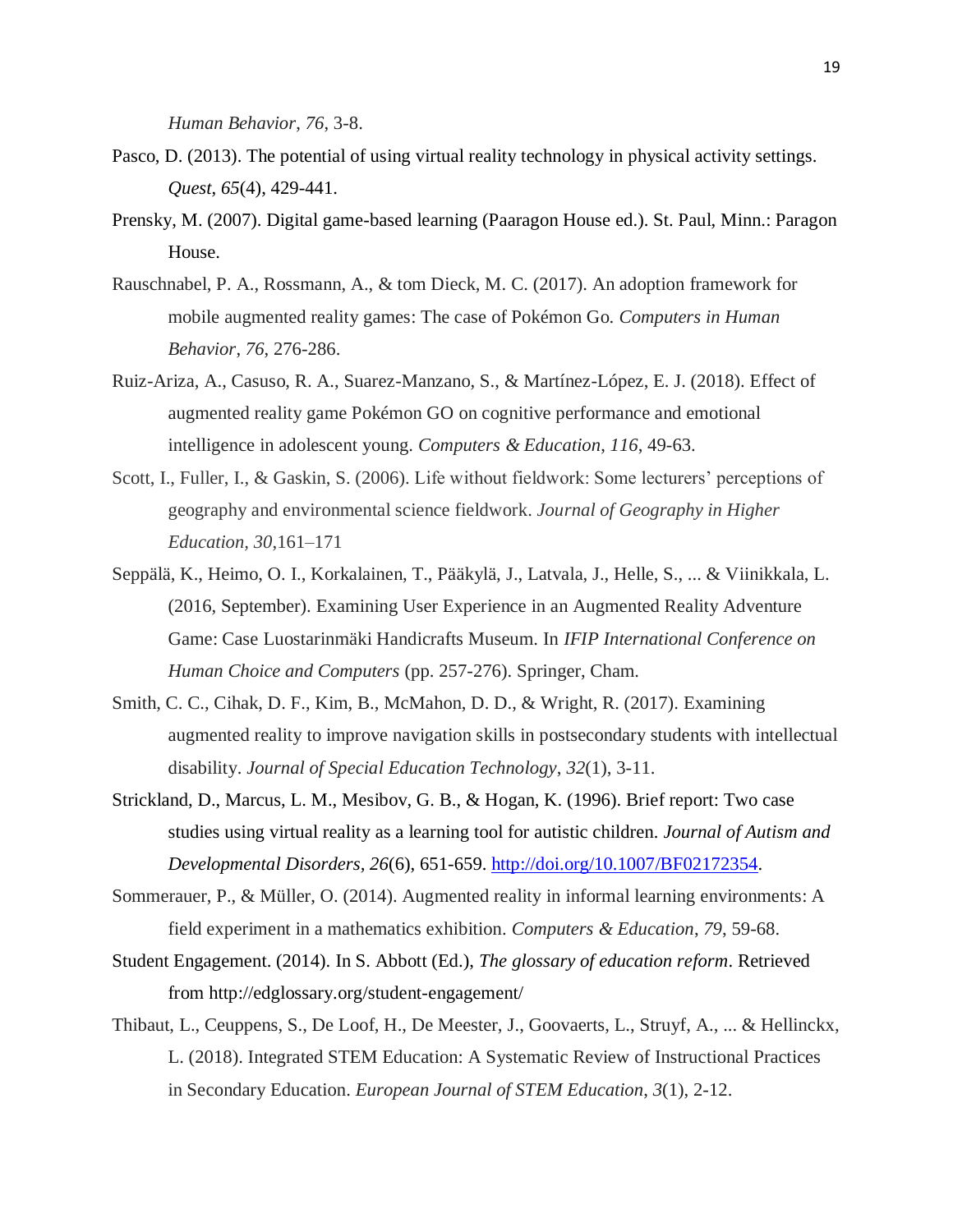*Human Behavior*, *76*, 3-8.

Pasco, D. (2013). The potential of using virtual reality technology in physical activity settings. *Quest*, *65*(4), 429-441.

Prensky, M. (2007). Digital game-based learning (Paaragon House ed.). St. Paul, Minn.: Paragon House.

Rauschnabel, P. A., Rossmann, A., & tom Dieck, M. C. (2017). An adoption framework for mobile augmented reality games: The case of Pokémon Go. *Computers in Human Behavior*, *76*, 276-286.

Ruiz-Ariza, A., Casuso, R. A., Suarez-Manzano, S., & Martínez-López, E. J. (2018). Effect of augmented reality game Pokémon GO on cognitive performance and emotional intelligence in adolescent young. *Computers & Education*, *116*, 49-63.

Scott, I., Fuller, I., & Gaskin, S. (2006). Life without fieldwork: Some lecturers' perceptions of geography and environmental science fieldwork. *Journal of Geography in Higher Education, 30,*161–171

Seppälä, K., Heimo, O. I., Korkalainen, T., Pääkylä, J., Latvala, J., Helle, S., ... & Viinikkala, L. (2016, September). Examining User Experience in an Augmented Reality Adventure Game: Case Luostarinmäki Handicrafts Museum. In *IFIP International Conference on Human Choice and Computers* (pp. 257-276). Springer, Cham.

Smith, C. C., Cihak, D. F., Kim, B., McMahon, D. D., & Wright, R. (2017). Examining augmented reality to improve navigation skills in postsecondary students with intellectual disability. *Journal of Special Education Technology*, *32*(1), 3-11.

Strickland, D., Marcus, L. M., Mesibov, G. B., & Hogan, K. (1996). Brief report: Two case studies using virtual reality as a learning tool for autistic children. *Journal of Autism and Developmental Disorders, 26*(6), 651-659. http://doi.org/10.1007/BF02172354.

Sommerauer, P., & Müller, O. (2014). Augmented reality in informal learning environments: A field experiment in a mathematics exhibition. *Computers & Education*, *79*, 59-68.

Student Engagement. (2014). In S. Abbott (Ed.), *The glossary of education reform*. Retrieved from http://edglossary.org/student-engagement/

Thibaut, L., Ceuppens, S., De Loof, H., De Meester, J., Goovaerts, L., Struyf, A., ... & Hellinckx, L. (2018). Integrated STEM Education: A Systematic Review of Instructional Practices in Secondary Education. *European Journal of STEM Education*, *3*(1), 2-12.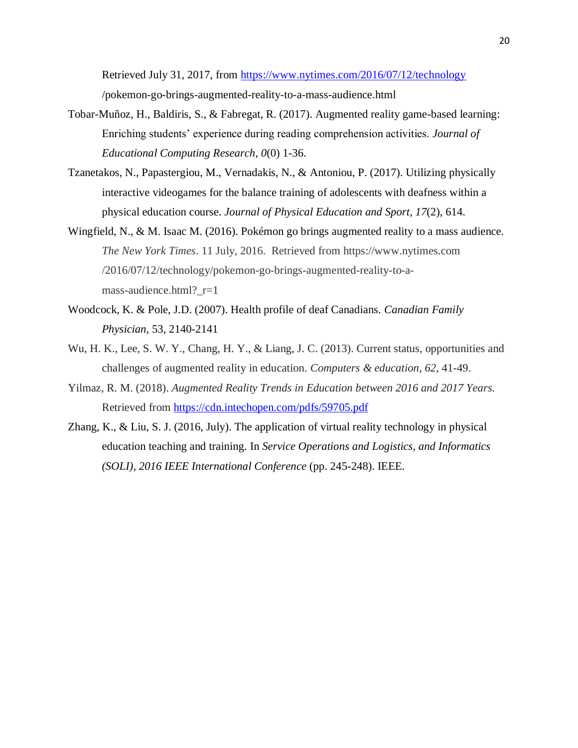Retrieved July 31, 2017, from https://www.nytimes.com/2016/07/12/technology /pokemon-go-brings-augmented-reality-to-a-mass-audience.html

Tobar-Muñoz, H., Baldiris, S., & Fabregat, R. (2017). Augmented reality game-based learning: Enriching students' experience during reading comprehension activities. *Journal of Educational Computing Research*, *0*(0) 1-36.

Tzanetakos, N., Papastergiou, M., Vernadakis, N., & Antoniou, P. (2017). Utilizing physically interactive videogames for the balance training of adolescents with deafness within a physical education course. *Journal of Physical Education and Sport*, *17*(2), 614.

Wingfield, N., & M. Isaac M. (2016). Pokémon go brings augmented reality to a mass audience. *The New York Times*. 11 July, 2016. Retrieved from https://www.nytimes.com /2016/07/12/technology/pokemon-go-brings-augmented-reality-to-a-mass-audience.html?_r=1

Woodcock, K. & Pole, J.D. (2007). Health profile of deaf Canadians. *Canadian Family Physician*, 53, 2140-2141

Wu, H. K., Lee, S. W. Y., Chang, H. Y., & Liang, J. C. (2013). Current status, opportunities and challenges of augmented reality in education. *Computers & education*, *62*, 41-49.

Yilmaz, R. M. (2018). *Augmented Reality Trends in Education between 2016 and 2017 Years.* Retrieved from https://cdn.intechopen.com/pdfs/59705.pdf

Zhang, K., & Liu, S. J. (2016, July). The application of virtual reality technology in physical education teaching and training. In *Service Operations and Logistics, and Informatics (SOLI), 2016 IEEE International Conference* (pp. 245-248). IEEE.